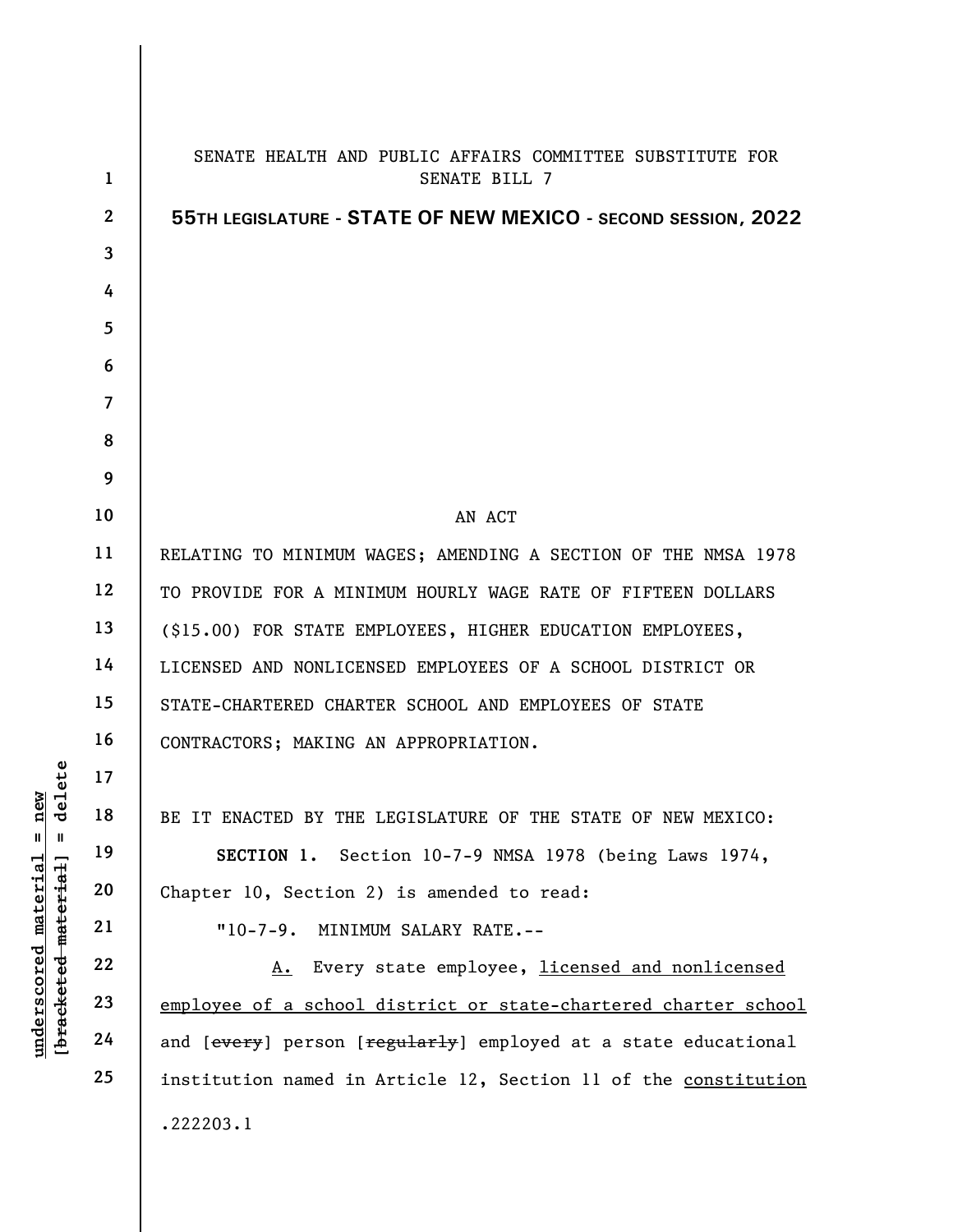SENATE HEALTH AND PUBLIC AFFAIRS COMMITTEE SUBSTITUTE FOR SENATE BILL 7

**55TH LEGISLATURE - STATE OF NEW MEXICO - SECOND SESSION, 2022**

AN ACT

RELATING TO MINIMUM WAGES; AMENDING A SECTION OF THE NMSA 1978 TO PROVIDE FOR A MINIMUM HOURLY WAGE RATE OF FIFTEEN DOLLARS ($15.00) FOR STATE EMPLOYEES, HIGHER EDUCATION EMPLOYEES, LICENSED AND NONLICENSED EMPLOYEES OF A SCHOOL DISTRICT OR STATE-CHARTERED CHARTER SCHOOL AND EMPLOYEES OF STATE CONTRACTORS; MAKING AN APPROPRIATION.

BE IT ENACTED BY THE LEGISLATURE OF THE STATE OF NEW MEXICO:

**SECTION 1.** Section 10-7-9 NMSA 1978 (being Laws 1974, Chapter 10, Section 2) is amended to read:

"10-7-9. MINIMUM SALARY RATE.--

<u>A.</u> Every state employee, <u>licensed and nonlicensed employee of a school district or state-chartered charter school</u> and [~~every~~] person [~~regularly~~] employed at a state educational institution named in Article 12, Section 11 of the <u>constitution</u>

.222203.1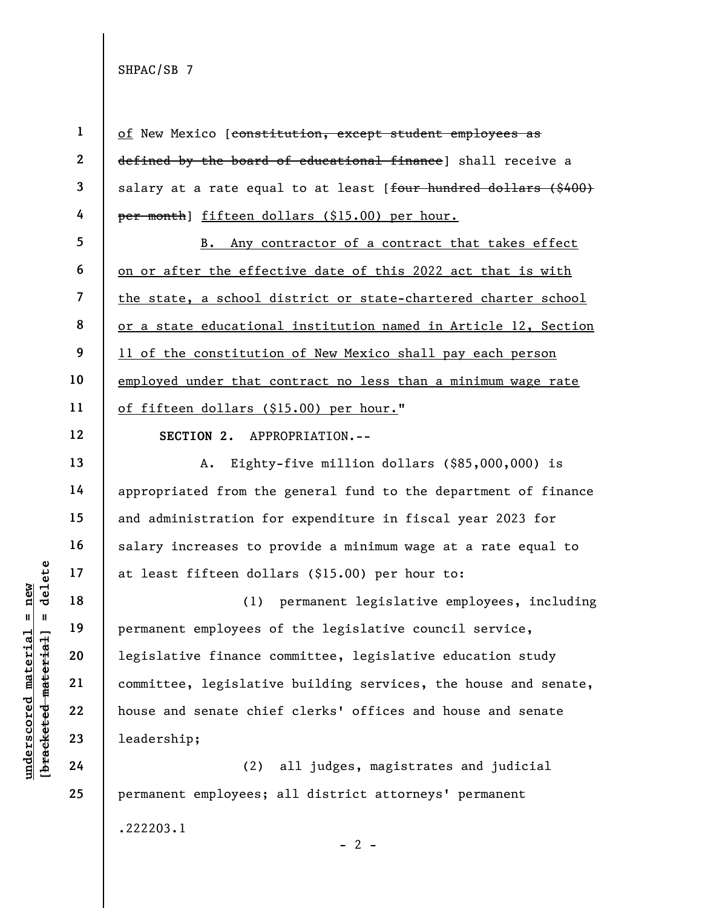of New Mexico [~~constitution, except student employees as defined by the board of educational finance~~] shall receive a salary at a rate equal to at least [~~four hundred dollars ($400) per month~~] fifteen dollars ($15.00) per hour.

B. Any contractor of a contract that takes effect on or after the effective date of this 2022 act that is with the state, a school district or state-chartered charter school or a state educational institution named in Article 12, Section 11 of the constitution of New Mexico shall pay each person employed under that contract no less than a minimum wage rate of fifteen dollars ($15.00) per hour."

**SECTION 2.** APPROPRIATION.--

A. Eighty-five million dollars ($85,000,000) is appropriated from the general fund to the department of finance and administration for expenditure in fiscal year 2023 for salary increases to provide a minimum wage at a rate equal to at least fifteen dollars ($15.00) per hour to:

(1) permanent legislative employees, including permanent employees of the legislative council service, legislative finance committee, legislative education study committee, legislative building services, the house and senate, house and senate chief clerks' offices and house and senate leadership;

(2) all judges, magistrates and judicial permanent employees; all district attorneys' permanent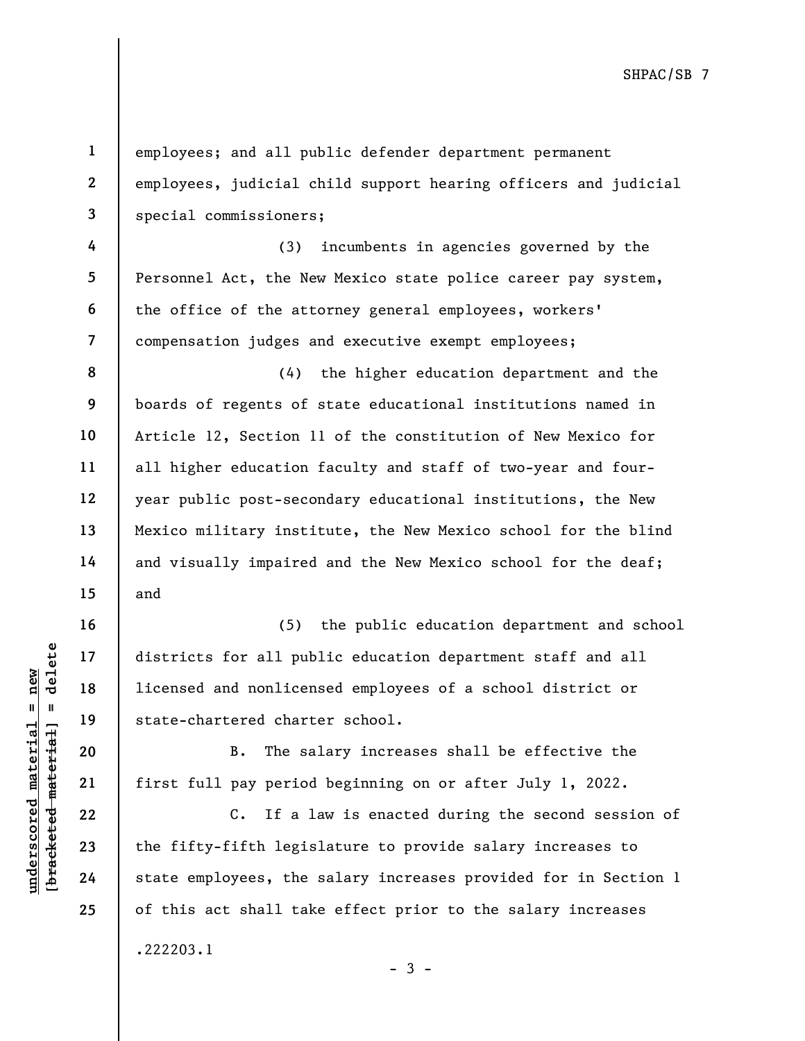employees; and all public defender department permanent employees, judicial child support hearing officers and judicial special commissioners;

(3) incumbents in agencies governed by the Personnel Act, the New Mexico state police career pay system, the office of the attorney general employees, workers' compensation judges and executive exempt employees;

(4) the higher education department and the boards of regents of state educational institutions named in Article 12, Section 11 of the constitution of New Mexico for all higher education faculty and staff of two-year and four-year public post-secondary educational institutions, the New Mexico military institute, the New Mexico school for the blind and visually impaired and the New Mexico school for the deaf; and

(5) the public education department and school districts for all public education department staff and all licensed and nonlicensed employees of a school district or state-chartered charter school.

B. The salary increases shall be effective the first full pay period beginning on or after July 1, 2022.

C. If a law is enacted during the second session of the fifty-fifth legislature to provide salary increases to state employees, the salary increases provided for in Section 1 of this act shall take effect prior to the salary increases

.222203.1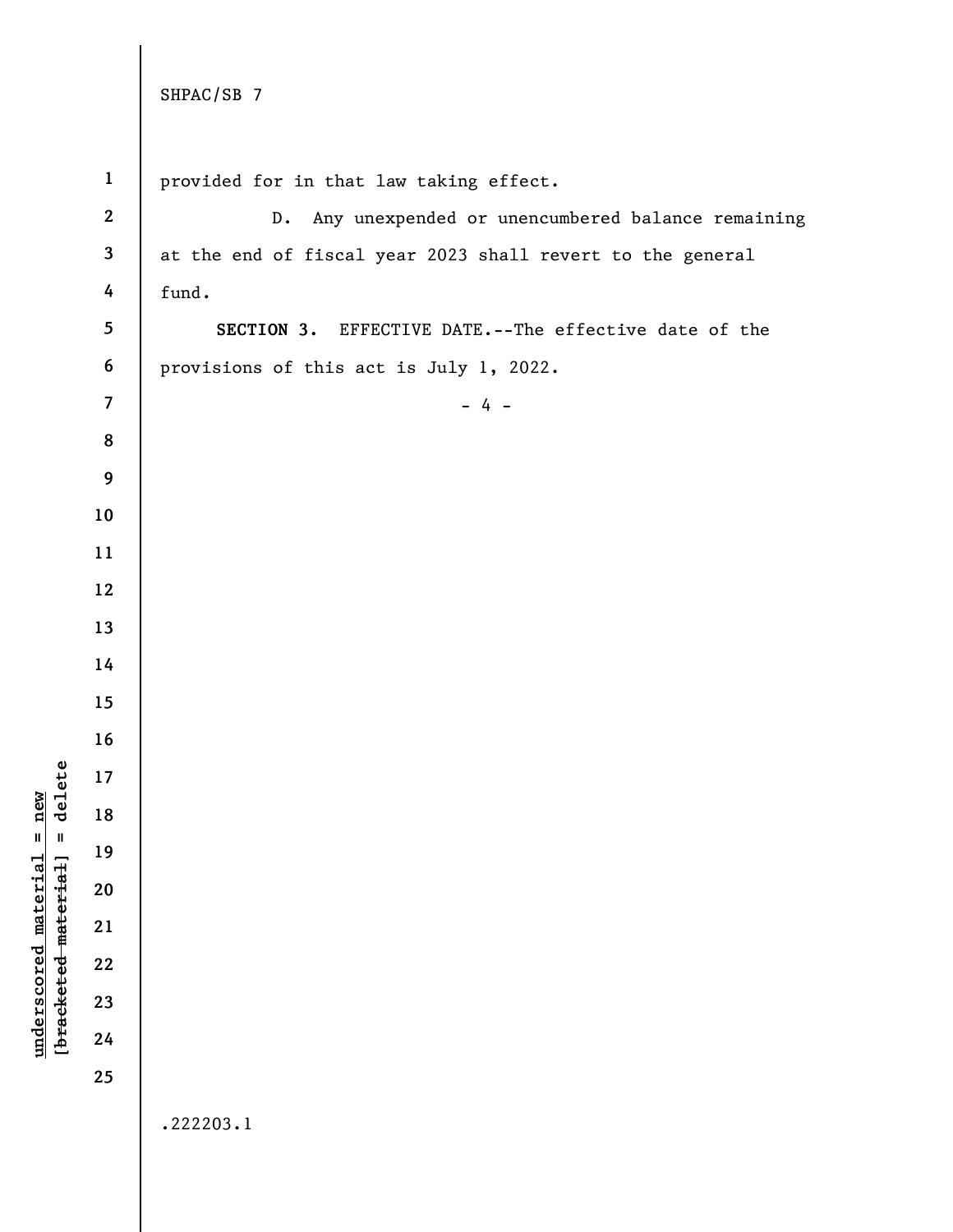provided for in that law taking effect.

D. Any unexpended or unencumbered balance remaining at the end of fiscal year 2023 shall revert to the general fund.

**SECTION 3.** EFFECTIVE DATE.--The effective date of the provisions of this act is July 1, 2022.

.222203.1